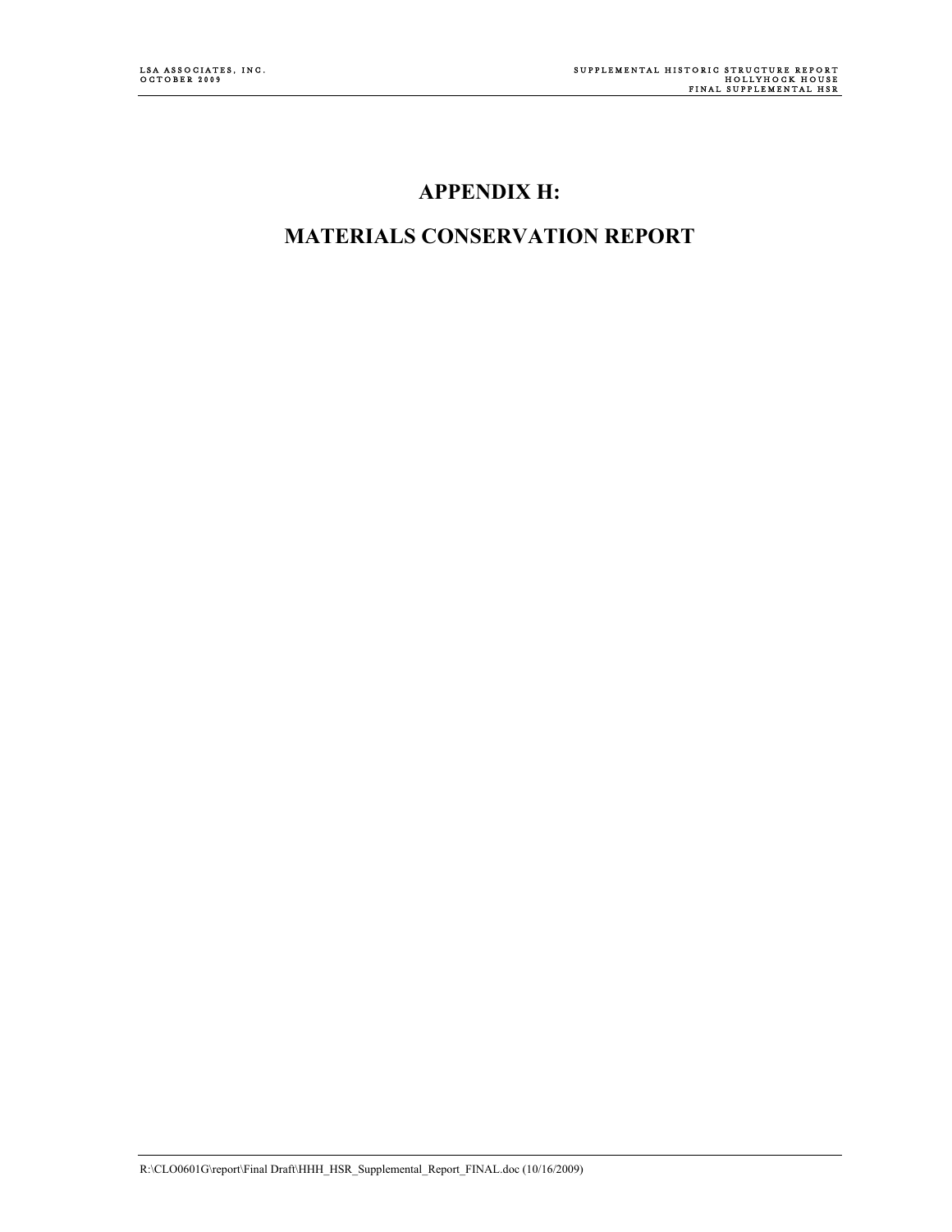# APPENDIX H:

# MATERIALS CONSERVATION REPORT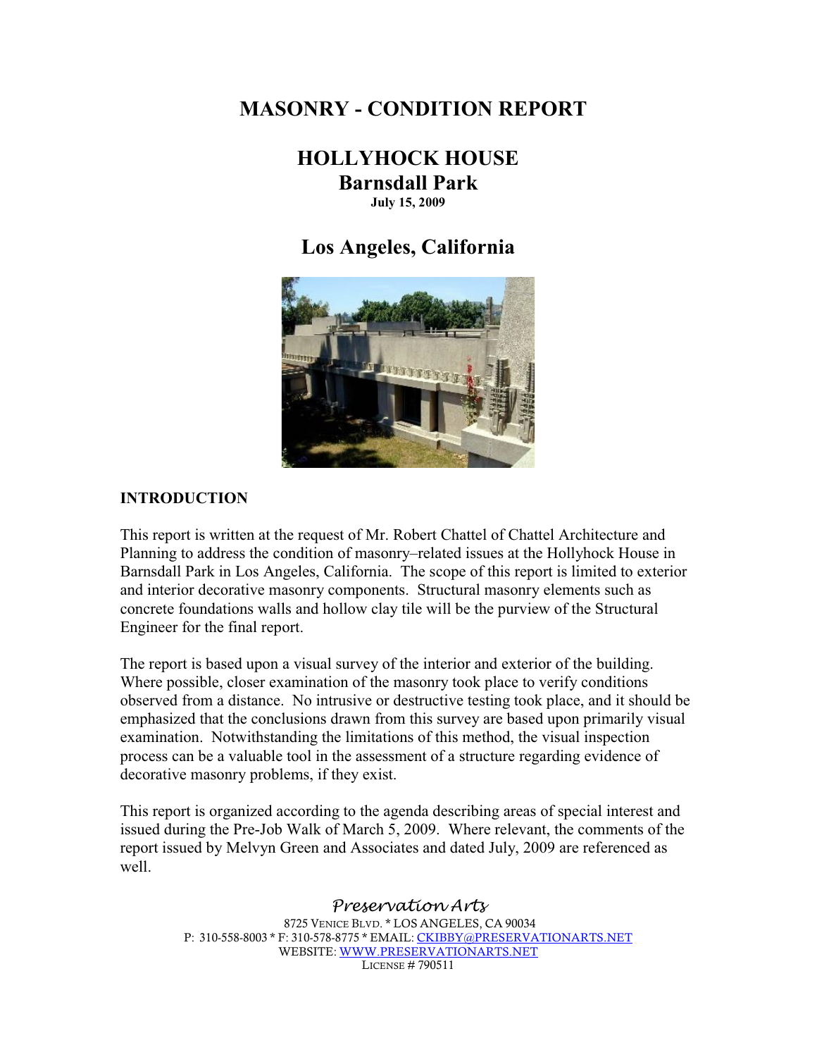# MASONRY - CONDITION REPORT

## HOLLYHOCK HOUSE
## Barnsdall Park
**July 15, 2009**

## Los Angeles, California

**INTRODUCTION**

This report is written at the request of Mr. Robert Chattel of Chattel Architecture and Planning to address the condition of masonry–related issues at the Hollyhock House in Barnsdall Park in Los Angeles, California. The scope of this report is limited to exterior and interior decorative masonry components. Structural masonry elements such as concrete foundations walls and hollow clay tile will be the purview of the Structural Engineer for the final report.

The report is based upon a visual survey of the interior and exterior of the building. Where possible, closer examination of the masonry took place to verify conditions observed from a distance. No intrusive or destructive testing took place, and it should be emphasized that the conclusions drawn from this survey are based upon primarily visual examination. Notwithstanding the limitations of this method, the visual inspection process can be a valuable tool in the assessment of a structure regarding evidence of decorative masonry problems, if they exist.

This report is organized according to the agenda describing areas of special interest and issued during the Pre-Job Walk of March 5, 2009. Where relevant, the comments of the report issued by Melvyn Green and Associates and dated July, 2009 are referenced as well.

*Preservation Arts*
8725 Venice Blvd. * LOS ANGELES, CA 90034
P: 310-558-8003 * F: 310-578-8775 * EMAIL: CKIBBY@PRESERVATIONARTS.NET
WEBSITE: WWW.PRESERVATIONARTS.NET
License # 790511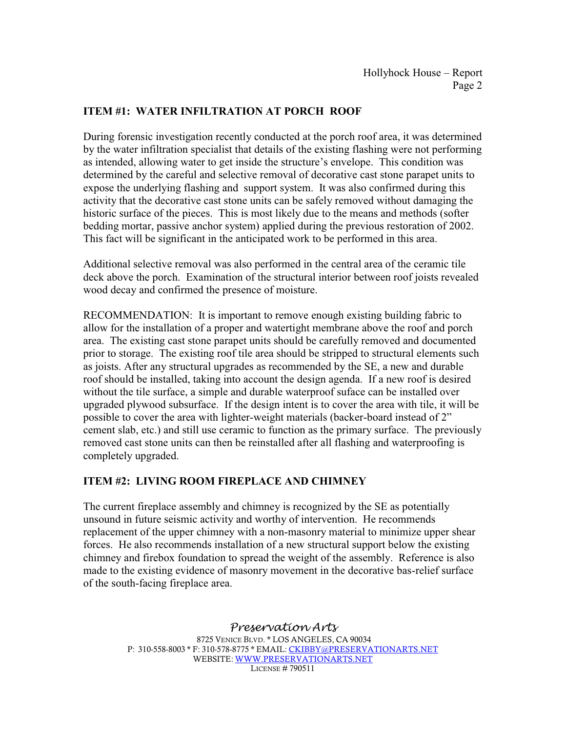## ITEM #1: WATER INFILTRATION AT PORCH ROOF

During forensic investigation recently conducted at the porch roof area, it was determined by the water infiltration specialist that details of the existing flashing were not performing as intended, allowing water to get inside the structure's envelope. This condition was determined by the careful and selective removal of decorative cast stone parapet units to expose the underlying flashing and support system. It was also confirmed during this activity that the decorative cast stone units can be safely removed without damaging the historic surface of the pieces. This is most likely due to the means and methods (softer bedding mortar, passive anchor system) applied during the previous restoration of 2002. This fact will be significant in the anticipated work to be performed in this area.

Additional selective removal was also performed in the central area of the ceramic tile deck above the porch. Examination of the structural interior between roof joists revealed wood decay and confirmed the presence of moisture.

RECOMMENDATION: It is important to remove enough existing building fabric to allow for the installation of a proper and watertight membrane above the roof and porch area. The existing cast stone parapet units should be carefully removed and documented prior to storage. The existing roof tile area should be stripped to structural elements such as joists. After any structural upgrades as recommended by the SE, a new and durable roof should be installed, taking into account the design agenda. If a new roof is desired without the tile surface, a simple and durable waterproof suface can be installed over upgraded plywood subsurface. If the design intent is to cover the area with tile, it will be possible to cover the area with lighter-weight materials (backer-board instead of 2" cement slab, etc.) and still use ceramic to function as the primary surface. The previously removed cast stone units can then be reinstalled after all flashing and waterproofing is completely upgraded.

## ITEM #2: LIVING ROOM FIREPLACE AND CHIMNEY

The current fireplace assembly and chimney is recognized by the SE as potentially unsound in future seismic activity and worthy of intervention. He recommends replacement of the upper chimney with a non-masonry material to minimize upper shear forces. He also recommends installation of a new structural support below the existing chimney and firebox foundation to spread the weight of the assembly. Reference is also made to the existing evidence of masonry movement in the decorative bas-relief surface of the south-facing fireplace area.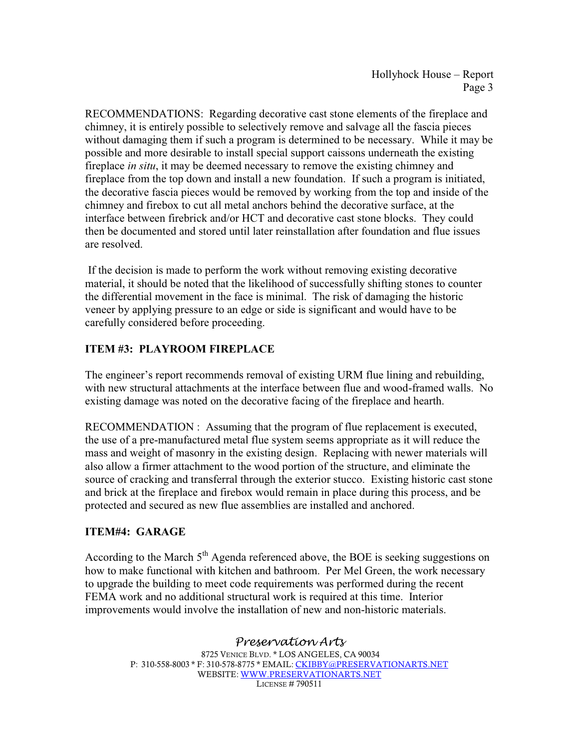RECOMMENDATIONS: Regarding decorative cast stone elements of the fireplace and chimney, it is entirely possible to selectively remove and salvage all the fascia pieces without damaging them if such a program is determined to be necessary. While it may be possible and more desirable to install special support caissons underneath the existing fireplace *in situ*, it may be deemed necessary to remove the existing chimney and fireplace from the top down and install a new foundation. If such a program is initiated, the decorative fascia pieces would be removed by working from the top and inside of the chimney and firebox to cut all metal anchors behind the decorative surface, at the interface between firebrick and/or HCT and decorative cast stone blocks. They could then be documented and stored until later reinstallation after foundation and flue issues are resolved.

If the decision is made to perform the work without removing existing decorative material, it should be noted that the likelihood of successfully shifting stones to counter the differential movement in the face is minimal. The risk of damaging the historic veneer by applying pressure to an edge or side is significant and would have to be carefully considered before proceeding.

**ITEM #3: PLAYROOM FIREPLACE**

The engineer's report recommends removal of existing URM flue lining and rebuilding, with new structural attachments at the interface between flue and wood-framed walls. No existing damage was noted on the decorative facing of the fireplace and hearth.

RECOMMENDATION : Assuming that the program of flue replacement is executed, the use of a pre-manufactured metal flue system seems appropriate as it will reduce the mass and weight of masonry in the existing design. Replacing with newer materials will also allow a firmer attachment to the wood portion of the structure, and eliminate the source of cracking and transferral through the exterior stucco. Existing historic cast stone and brick at the fireplace and firebox would remain in place during this process, and be protected and secured as new flue assemblies are installed and anchored.

**ITEM#4: GARAGE**

According to the March 5th Agenda referenced above, the BOE is seeking suggestions on how to make functional with kitchen and bathroom. Per Mel Green, the work necessary to upgrade the building to meet code requirements was performed during the recent FEMA work and no additional structural work is required at this time. Interior improvements would involve the installation of new and non-historic materials.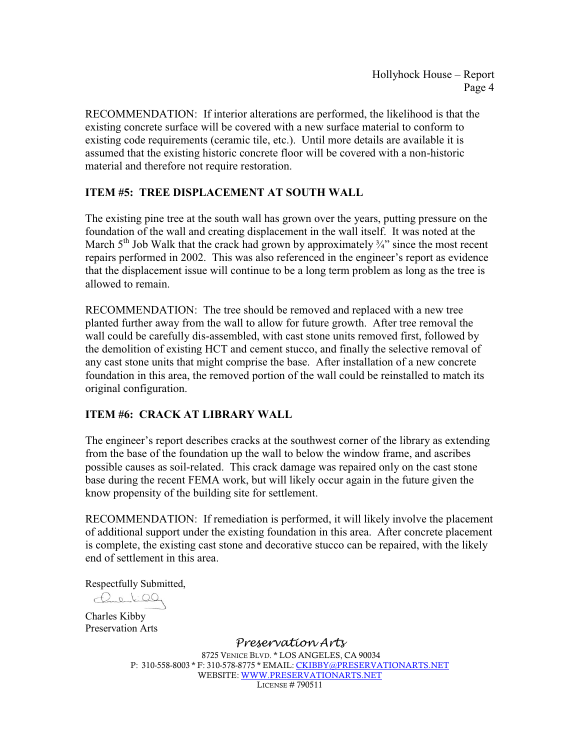RECOMMENDATION: If interior alterations are performed, the likelihood is that the existing concrete surface will be covered with a new surface material to conform to existing code requirements (ceramic tile, etc.). Until more details are available it is assumed that the existing historic concrete floor will be covered with a non-historic material and therefore not require restoration.

**ITEM #5: TREE DISPLACEMENT AT SOUTH WALL**

The existing pine tree at the south wall has grown over the years, putting pressure on the foundation of the wall and creating displacement in the wall itself. It was noted at the March 5th Job Walk that the crack had grown by approximately ¾" since the most recent repairs performed in 2002. This was also referenced in the engineer's report as evidence that the displacement issue will continue to be a long term problem as long as the tree is allowed to remain.

RECOMMENDATION: The tree should be removed and replaced with a new tree planted further away from the wall to allow for future growth. After tree removal the wall could be carefully dis-assembled, with cast stone units removed first, followed by the demolition of existing HCT and cement stucco, and finally the selective removal of any cast stone units that might comprise the base. After installation of a new concrete foundation in this area, the removed portion of the wall could be reinstalled to match its original configuration.

**ITEM #6: CRACK AT LIBRARY WALL**

The engineer's report describes cracks at the southwest corner of the library as extending from the base of the foundation up the wall to below the window frame, and ascribes possible causes as soil-related. This crack damage was repaired only on the cast stone base during the recent FEMA work, but will likely occur again in the future given the know propensity of the building site for settlement.

RECOMMENDATION: If remediation is performed, it will likely involve the placement of additional support under the existing foundation in this area. After concrete placement is complete, the existing cast stone and decorative stucco can be repaired, with the likely end of settlement in this area.

Respectfully Submitted,

Charles Kibby
Preservation Arts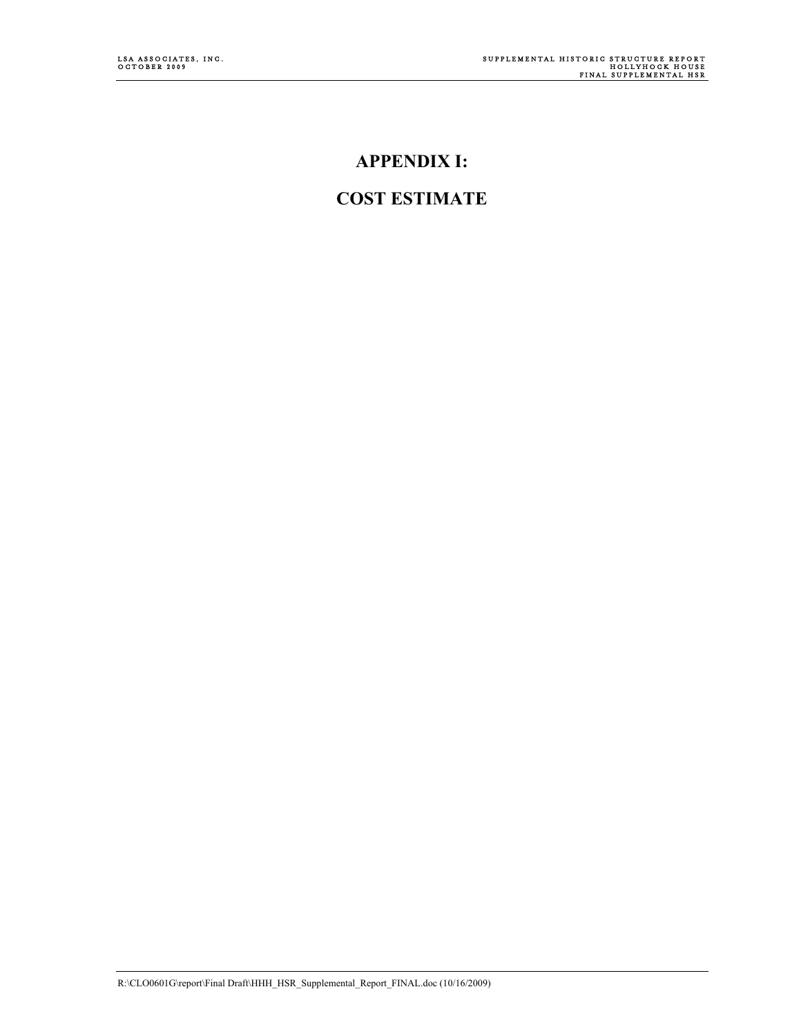# APPENDIX I:

# COST ESTIMATE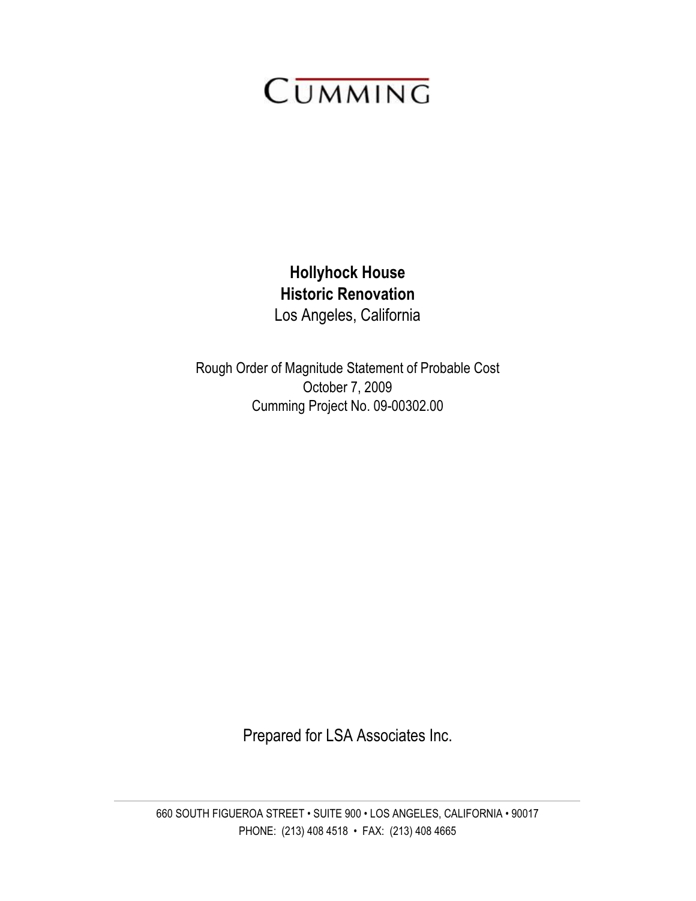# CUMMING

**Hollyhock House**
**Historic Renovation**
Los Angeles, California

Rough Order of Magnitude Statement of Probable Cost
October 7, 2009
Cumming Project No. 09-00302.00

Prepared for LSA Associates Inc.

660 SOUTH FIGUEROA STREET • SUITE 900 • LOS ANGELES, CALIFORNIA • 90017
PHONE: (213) 408 4518 • FAX: (213) 408 4665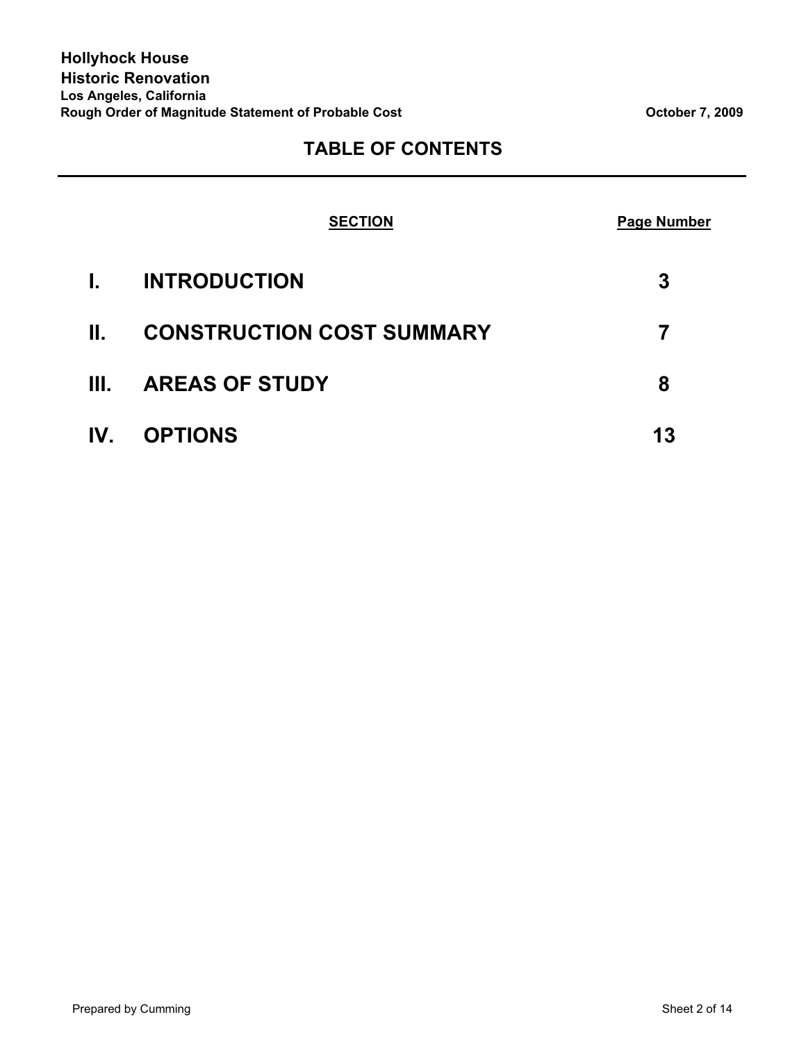## TABLE OF CONTENTS

| | SECTION | Page Number |
|---|---|---|
| I. | INTRODUCTION | 3 |
| II. | CONSTRUCTION COST SUMMARY | 7 |
| III. | AREAS OF STUDY | 8 |
| IV. | OPTIONS | 13 |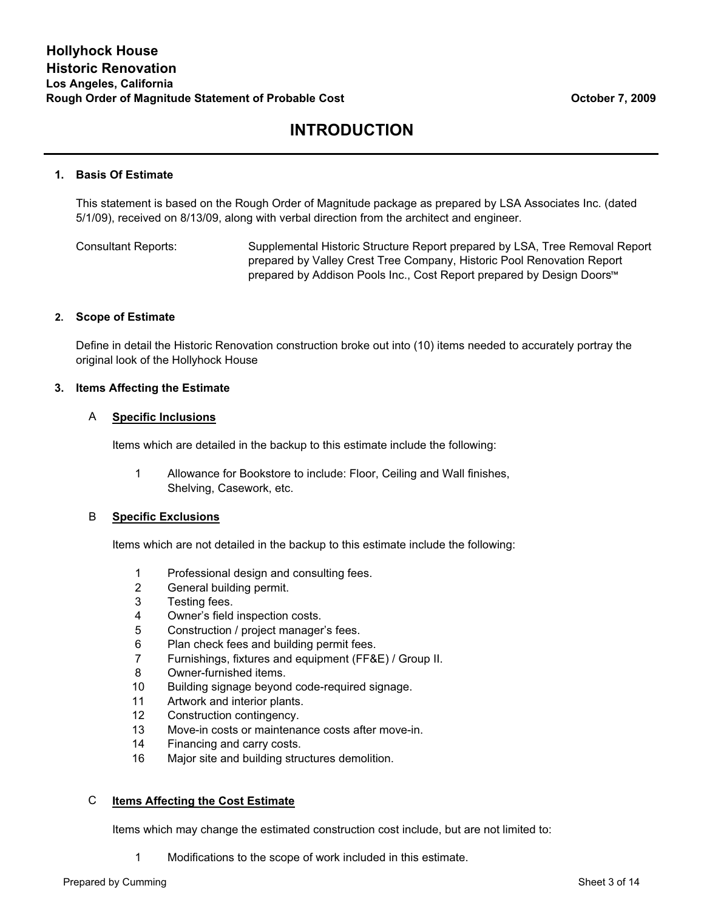# Hollyhock House
## Historic Renovation
### Los Angeles, California
### Rough Order of Magnitude Statement of Probable Cost

October 7, 2009

## INTRODUCTION

### 1. Basis Of Estimate

This statement is based on the Rough Order of Magnitude package as prepared by LSA Associates Inc. (dated 5/1/09), received on 8/13/09, along with verbal direction from the architect and engineer.

Consultant Reports: Supplemental Historic Structure Report prepared by LSA, Tree Removal Report prepared by Valley Crest Tree Company, Historic Pool Renovation Report prepared by Addison Pools Inc., Cost Report prepared by Design Doors™

### 2. Scope of Estimate

Define in detail the Historic Renovation construction broke out into (10) items needed to accurately portray the original look of the Hollyhock House

### 3. Items Affecting the Estimate

#### A Specific Inclusions

Items which are detailed in the backup to this estimate include the following:

1. Allowance for Bookstore to include: Floor, Ceiling and Wall finishes, Shelving, Casework, etc.

#### B Specific Exclusions

Items which are not detailed in the backup to this estimate include the following:

1 Professional design and consulting fees.
2 General building permit.
3 Testing fees.
4 Owner's field inspection costs.
5 Construction / project manager's fees.
6 Plan check fees and building permit fees.
7 Furnishings, fixtures and equipment (FF&E) / Group II.
8 Owner-furnished items.
10 Building signage beyond code-required signage.
11 Artwork and interior plants.
12 Construction contingency.
13 Move-in costs or maintenance costs after move-in.
14 Financing and carry costs.
16 Major site and building structures demolition.

#### C Items Affecting the Cost Estimate

Items which may change the estimated construction cost include, but are not limited to:

1. Modifications to the scope of work included in this estimate.

Prepared by Cumming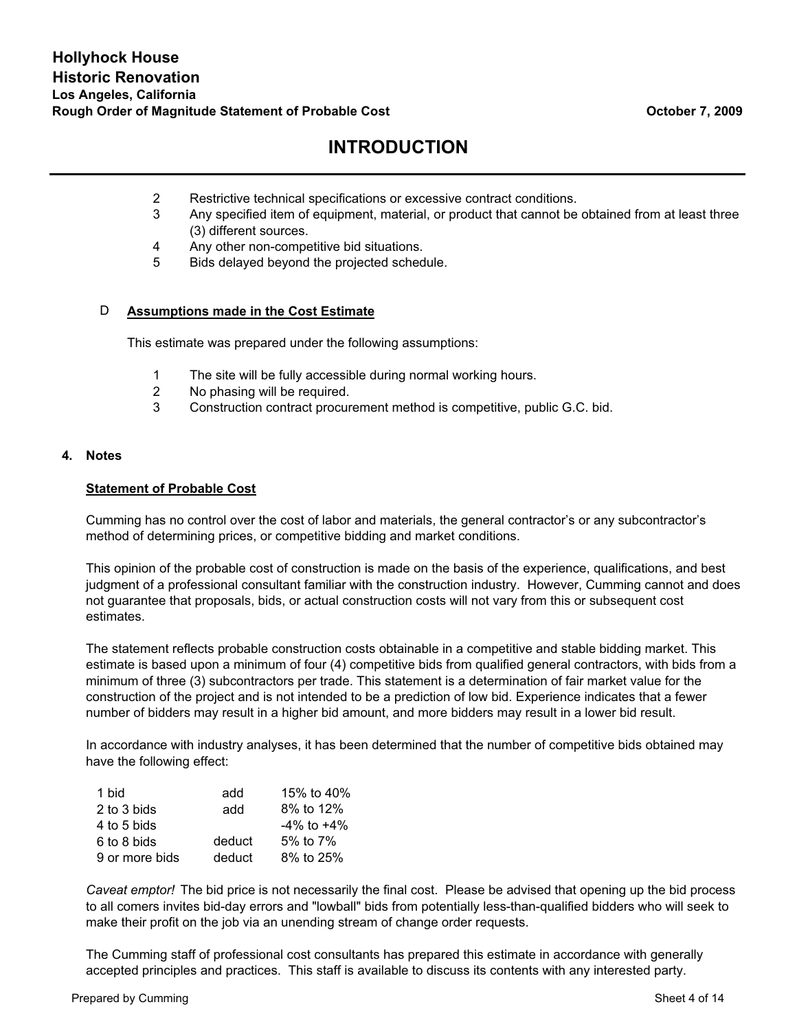## INTRODUCTION

2. Restrictive technical specifications or excessive contract conditions.
3. Any specified item of equipment, material, or product that cannot be obtained from at least three (3) different sources.
4. Any other non-competitive bid situations.
5. Bids delayed beyond the projected schedule.

D **Assumptions made in the Cost Estimate**

This estimate was prepared under the following assumptions:

1. The site will be fully accessible during normal working hours.
2. No phasing will be required.
3. Construction contract procurement method is competitive, public G.C. bid.

### 4. Notes

**Statement of Probable Cost**

Cumming has no control over the cost of labor and materials, the general contractor's or any subcontractor's method of determining prices, or competitive bidding and market conditions.

This opinion of the probable cost of construction is made on the basis of the experience, qualifications, and best judgment of a professional consultant familiar with the construction industry. However, Cumming cannot and does not guarantee that proposals, bids, or actual construction costs will not vary from this or subsequent cost estimates.

The statement reflects probable construction costs obtainable in a competitive and stable bidding market. This estimate is based upon a minimum of four (4) competitive bids from qualified general contractors, with bids from a minimum of three (3) subcontractors per trade. This statement is a determination of fair market value for the construction of the project and is not intended to be a prediction of low bid. Experience indicates that a fewer number of bidders may result in a higher bid amount, and more bidders may result in a lower bid result.

In accordance with industry analyses, it has been determined that the number of competitive bids obtained may have the following effect:

| | | |
|---|---|---|
| 1 bid | add | 15% to 40% |
| 2 to 3 bids | add | 8% to 12% |
| 4 to 5 bids | | -4% to +4% |
| 6 to 8 bids | deduct | 5% to 7% |
| 9 or more bids | deduct | 8% to 25% |

*Caveat emptor!* The bid price is not necessarily the final cost. Please be advised that opening up the bid process to all comers invites bid-day errors and "lowball" bids from potentially less-than-qualified bidders who will seek to make their profit on the job via an unending stream of change order requests.

The Cumming staff of professional cost consultants has prepared this estimate in accordance with generally accepted principles and practices. This staff is available to discuss its contents with any interested party.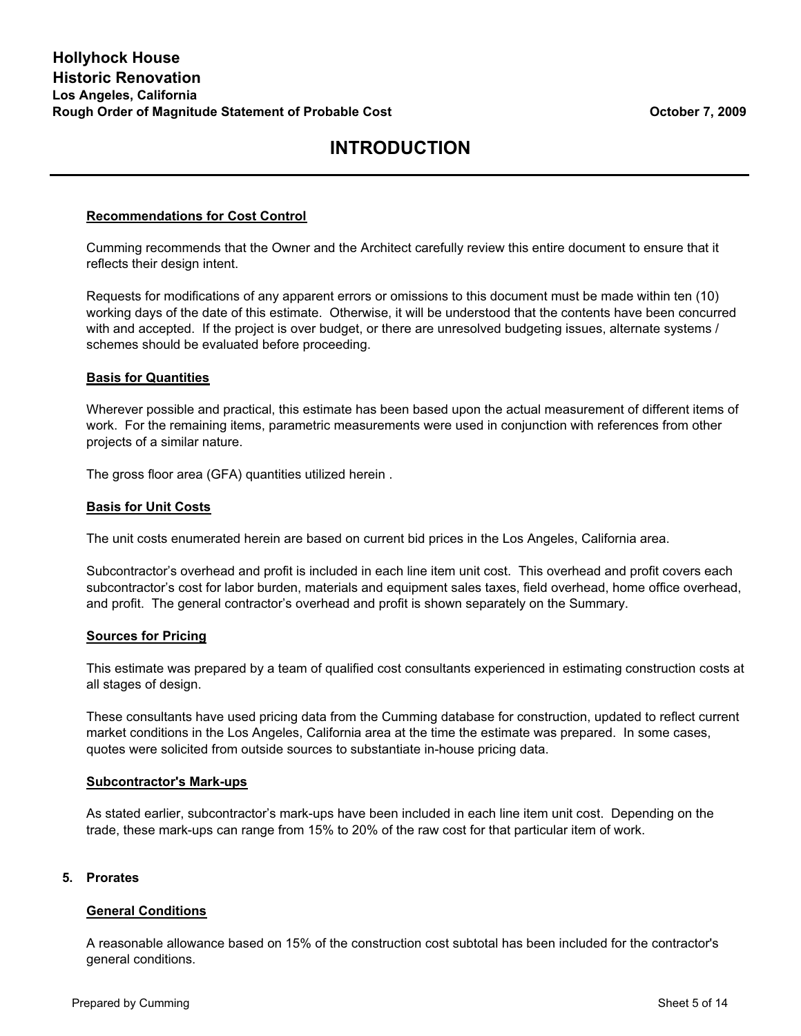## INTRODUCTION

### Recommendations for Cost Control

Cumming recommends that the Owner and the Architect carefully review this entire document to ensure that it reflects their design intent.

Requests for modifications of any apparent errors or omissions to this document must be made within ten (10) working days of the date of this estimate. Otherwise, it will be understood that the contents have been concurred with and accepted. If the project is over budget, or there are unresolved budgeting issues, alternate systems / schemes should be evaluated before proceeding.

### Basis for Quantities

Wherever possible and practical, this estimate has been based upon the actual measurement of different items of work. For the remaining items, parametric measurements were used in conjunction with references from other projects of a similar nature.

The gross floor area (GFA) quantities utilized herein .

### Basis for Unit Costs

The unit costs enumerated herein are based on current bid prices in the Los Angeles, California area.

Subcontractor's overhead and profit is included in each line item unit cost. This overhead and profit covers each subcontractor's cost for labor burden, materials and equipment sales taxes, field overhead, home office overhead, and profit. The general contractor's overhead and profit is shown separately on the Summary.

### Sources for Pricing

This estimate was prepared by a team of qualified cost consultants experienced in estimating construction costs at all stages of design.

These consultants have used pricing data from the Cumming database for construction, updated to reflect current market conditions in the Los Angeles, California area at the time the estimate was prepared. In some cases, quotes were solicited from outside sources to substantiate in-house pricing data.

### Subcontractor's Mark-ups

As stated earlier, subcontractor's mark-ups have been included in each line item unit cost. Depending on the trade, these mark-ups can range from 15% to 20% of the raw cost for that particular item of work.

## 5. Prorates

### General Conditions

A reasonable allowance based on 15% of the construction cost subtotal has been included for the contractor's general conditions.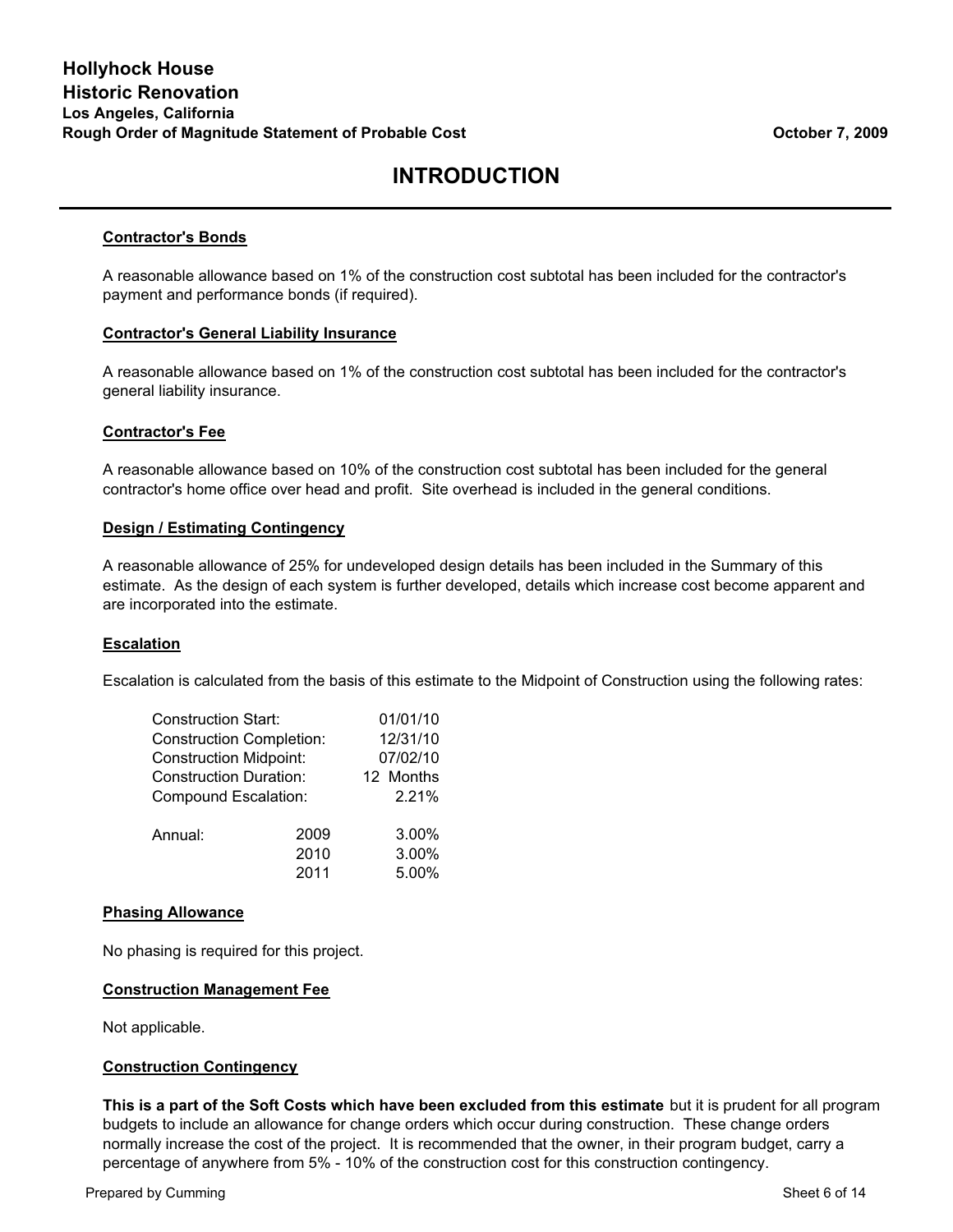## INTRODUCTION

**Contractor's Bonds**

A reasonable allowance based on 1% of the construction cost subtotal has been included for the contractor's payment and performance bonds (if required).

**Contractor's General Liability Insurance**

A reasonable allowance based on 1% of the construction cost subtotal has been included for the contractor's general liability insurance.

**Contractor's Fee**

A reasonable allowance based on 10% of the construction cost subtotal has been included for the general contractor's home office over head and profit. Site overhead is included in the general conditions.

**Design / Estimating Contingency**

A reasonable allowance of 25% for undeveloped design details has been included in the Summary of this estimate. As the design of each system is further developed, details which increase cost become apparent and are incorporated into the estimate.

**Escalation**

Escalation is calculated from the basis of this estimate to the Midpoint of Construction using the following rates:

| | | |
|---|---|---|
| Construction Start: | | 01/01/10 |
| Construction Completion: | | 12/31/10 |
| Construction Midpoint: | | 07/02/10 |
| Construction Duration: | | 12 Months |
| Compound Escalation: | | 2.21% |
| Annual: | 2009 | 3.00% |
| | 2010 | 3.00% |
| | 2011 | 5.00% |

**Phasing Allowance**

No phasing is required for this project.

**Construction Management Fee**

Not applicable.

**Construction Contingency**

**This is a part of the Soft Costs which have been excluded from this estimate** but it is prudent for all program budgets to include an allowance for change orders which occur during construction. These change orders normally increase the cost of the project. It is recommended that the owner, in their program budget, carry a percentage of anywhere from 5% - 10% of the construction cost for this construction contingency.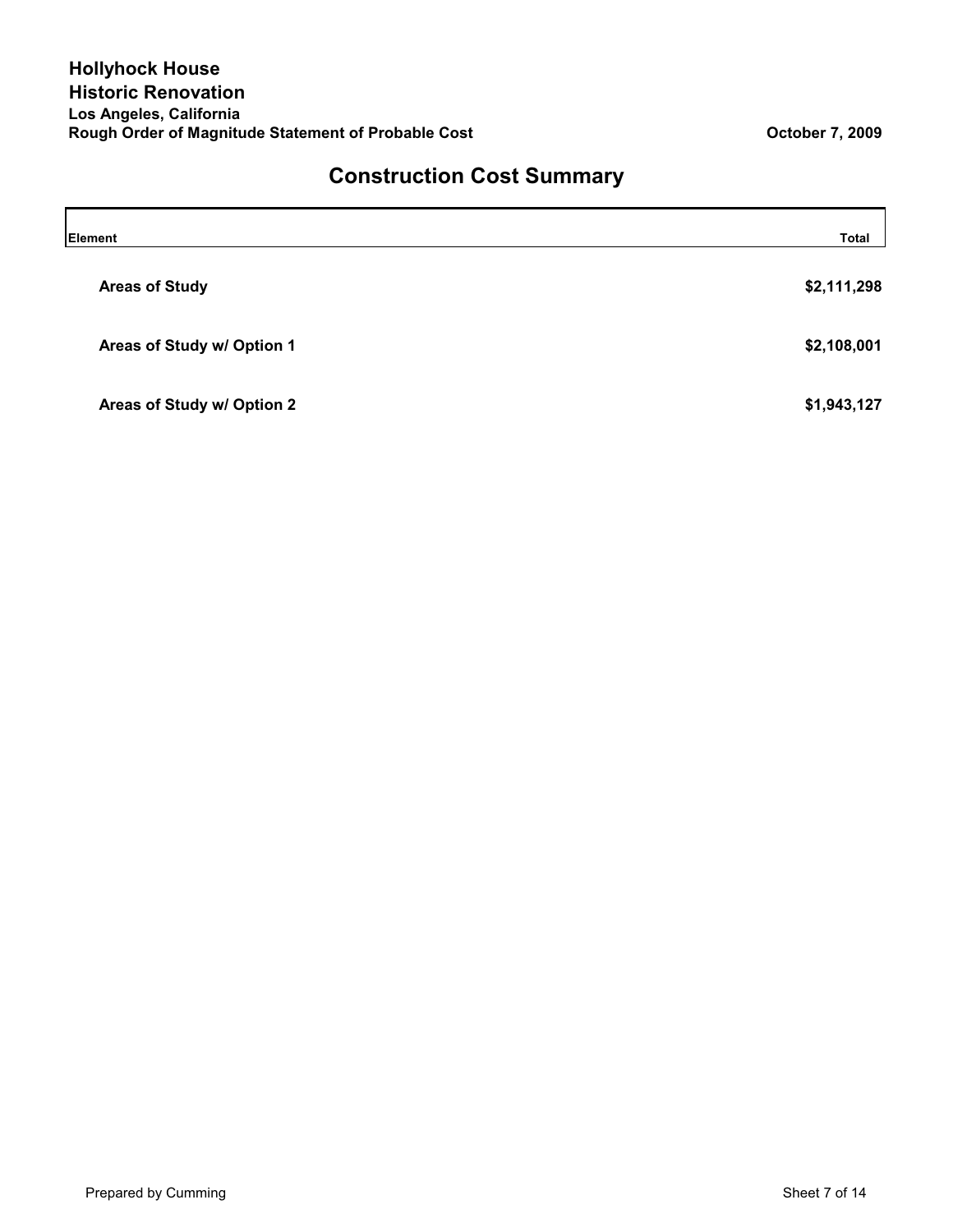# Hollyhock House
## Historic Renovation
### Los Angeles, California
### Rough Order of Magnitude Statement of Probable Cost

**October 7, 2009**

## Construction Cost Summary

| Element | Total |
|---|---|
| **Areas of Study** | **$2,111,298** |
| **Areas of Study w/ Option 1** | **$2,108,001** |
| **Areas of Study w/ Option 2** | **$1,943,127** |

Prepared by Cumming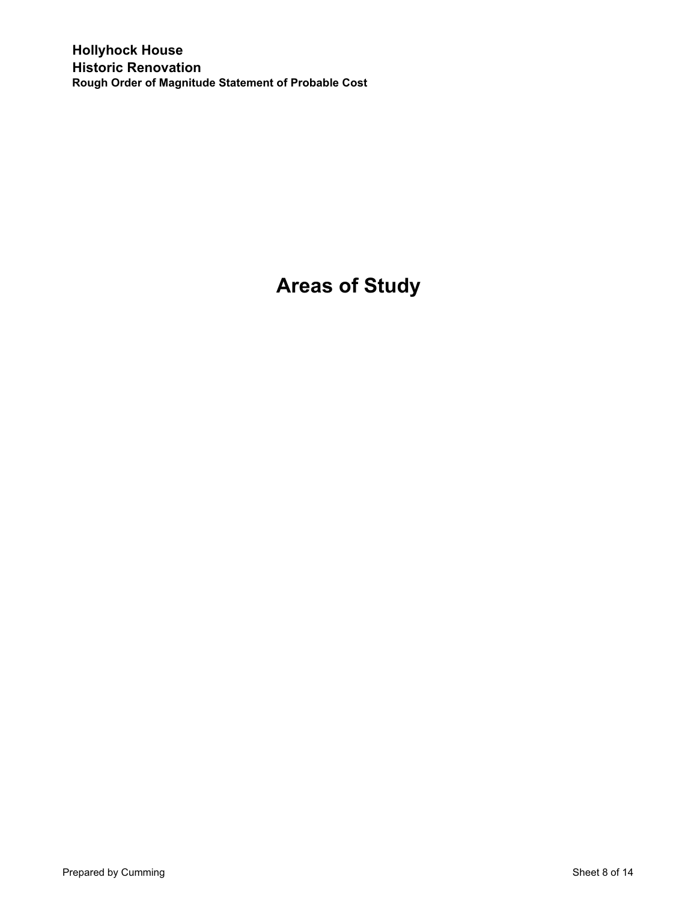# Areas of Study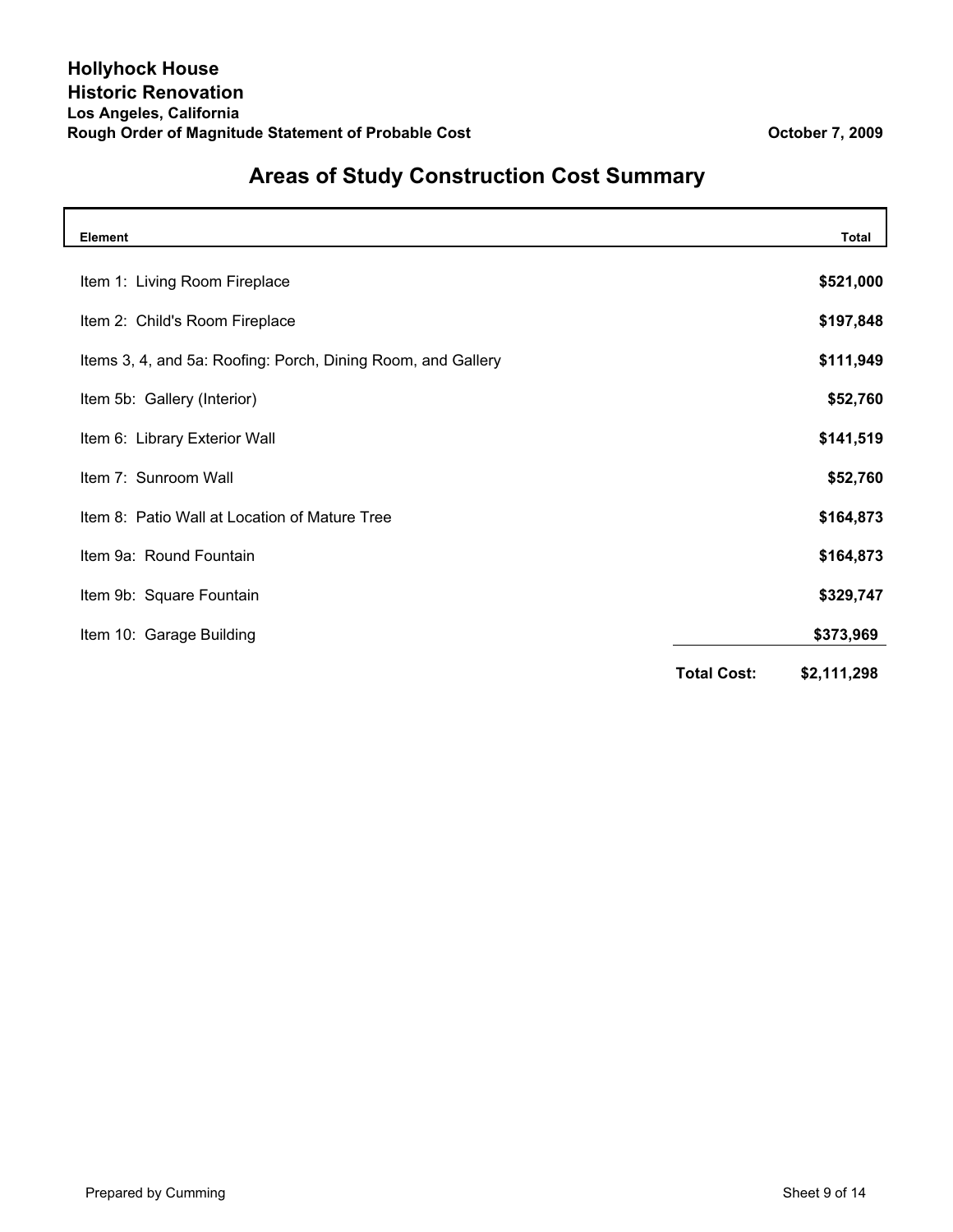**Hollyhock House**
**Historic Renovation**
**Los Angeles, California**
**Rough Order of Magnitude Statement of Probable Cost** — **October 7, 2009**

## Areas of Study Construction Cost Summary

| Element | Total |
|---|---|
| Item 1: Living Room Fireplace | **$521,000** |
| Item 2: Child's Room Fireplace | **$197,848** |
| Items 3, 4, and 5a: Roofing: Porch, Dining Room, and Gallery | **$111,949** |
| Item 5b: Gallery (Interior) | **$52,760** |
| Item 6: Library Exterior Wall | **$141,519** |
| Item 7: Sunroom Wall | **$52,760** |
| Item 8: Patio Wall at Location of Mature Tree | **$164,873** |
| Item 9a: Round Fountain | **$164,873** |
| Item 9b: Square Fountain | **$329,747** |
| Item 10: Garage Building | **$373,969** |
| **Total Cost:** | **$2,111,298** |

Prepared by Cumming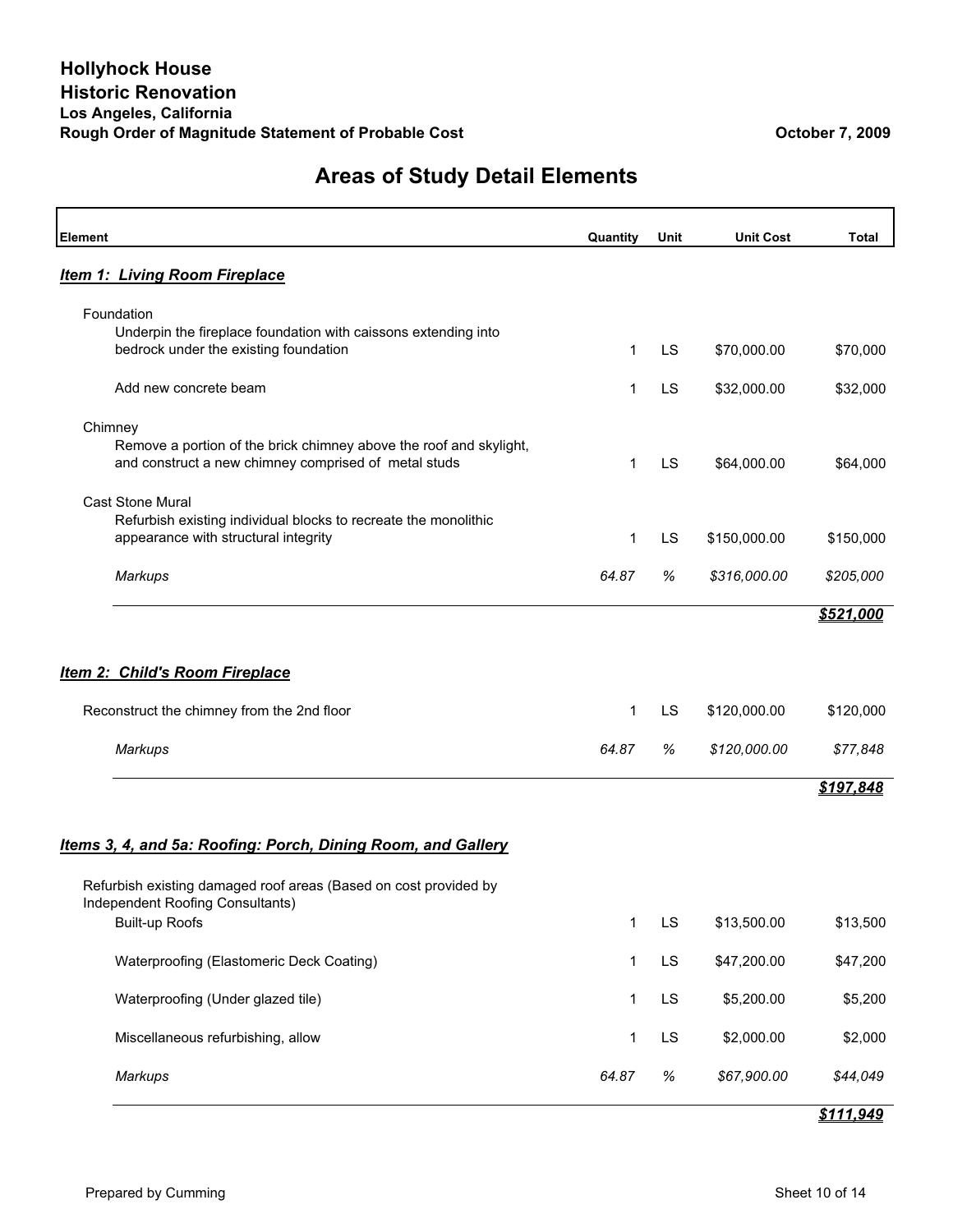**Hollyhock House**
**Historic Renovation**
**Los Angeles, California**
**Rough Order of Magnitude Statement of Probable Cost** — **October 7, 2009**

## Areas of Study Detail Elements

| Element | Quantity | Unit | Unit Cost | Total |
|---|---|---|---|---|
| ***Item 1: Living Room Fireplace*** | | | | |
| Foundation | | | | |
| Underpin the fireplace foundation with caissons extending into bedrock under the existing foundation | 1 | LS | $70,000.00 | $70,000 |
| Add new concrete beam | 1 | LS | $32,000.00 | $32,000 |
| Chimney | | | | |
| Remove a portion of the brick chimney above the roof and skylight, and construct a new chimney comprised of metal studs | 1 | LS | $64,000.00 | $64,000 |
| Cast Stone Mural | | | | |
| Refurbish existing individual blocks to recreate the monolithic appearance with structural integrity | 1 | LS | $150,000.00 | $150,000 |
| *Markups* | *64.87* | *%* | *$316,000.00* | *$205,000* |
| | | | | ***$521,000*** |
| ***Item 2: Child's Room Fireplace*** | | | | |
| Reconstruct the chimney from the 2nd floor | 1 | LS | $120,000.00 | $120,000 |
| *Markups* | *64.87* | *%* | *$120,000.00* | *$77,848* |
| | | | | ***$197,848*** |
| ***Items 3, 4, and 5a: Roofing: Porch, Dining Room, and Gallery*** | | | | |
| Refurbish existing damaged roof areas (Based on cost provided by Independent Roofing Consultants) | | | | |
| Built-up Roofs | 1 | LS | $13,500.00 | $13,500 |
| Waterproofing (Elastomeric Deck Coating) | 1 | LS | $47,200.00 | $47,200 |
| Waterproofing (Under glazed tile) | 1 | LS | $5,200.00 | $5,200 |
| Miscellaneous refurbishing, allow | 1 | LS | $2,000.00 | $2,000 |
| *Markups* | *64.87* | *%* | *$67,900.00* | *$44,049* |
| | | | | ***$111,949*** |

Prepared by Cumming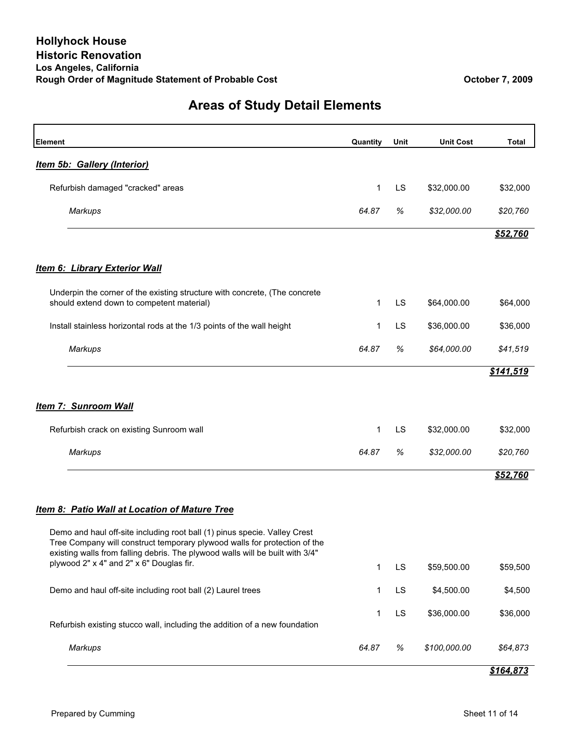**Hollyhock House**
**Historic Renovation**
**Los Angeles, California**
**Rough Order of Magnitude Statement of Probable Cost** — **October 7, 2009**

## Areas of Study Detail Elements

| Element | Quantity | Unit | Unit Cost | Total |
|---|---|---|---|---|
| ***Item 5b: Gallery (Interior)*** | | | | |
| Refurbish damaged "cracked" areas | 1 | LS | $32,000.00 | $32,000 |
| *Markups* | *64.87* | *%* | *$32,000.00* | *$20,760* |
| | | | | ***$52,760*** |
| ***Item 6: Library Exterior Wall*** | | | | |
| Underpin the corner of the existing structure with concrete, (The concrete should extend down to competent material) | 1 | LS | $64,000.00 | $64,000 |
| Install stainless horizontal rods at the 1/3 points of the wall height | 1 | LS | $36,000.00 | $36,000 |
| *Markups* | *64.87* | *%* | *$64,000.00* | *$41,519* |
| | | | | ***$141,519*** |
| ***Item 7: Sunroom Wall*** | | | | |
| Refurbish crack on existing Sunroom wall | 1 | LS | $32,000.00 | $32,000 |
| *Markups* | *64.87* | *%* | *$32,000.00* | *$20,760* |
| | | | | ***$52,760*** |
| ***Item 8: Patio Wall at Location of Mature Tree*** | | | | |
| Demo and haul off-site including root ball (1) pinus specie. Valley Crest Tree Company will construct temporary plywood walls for protection of the existing walls from falling debris. The plywood walls will be built with 3/4" plywood 2" x 4" and 2" x 6" Douglas fir. | 1 | LS | $59,500.00 | $59,500 |
| Demo and haul off-site including root ball (2) Laurel trees | 1 | LS | $4,500.00 | $4,500 |
| Refurbish existing stucco wall, including the addition of a new foundation | 1 | LS | $36,000.00 | $36,000 |
| *Markups* | *64.87* | *%* | *$100,000.00* | *$64,873* |
| | | | | ***$164,873*** |

Prepared by Cumming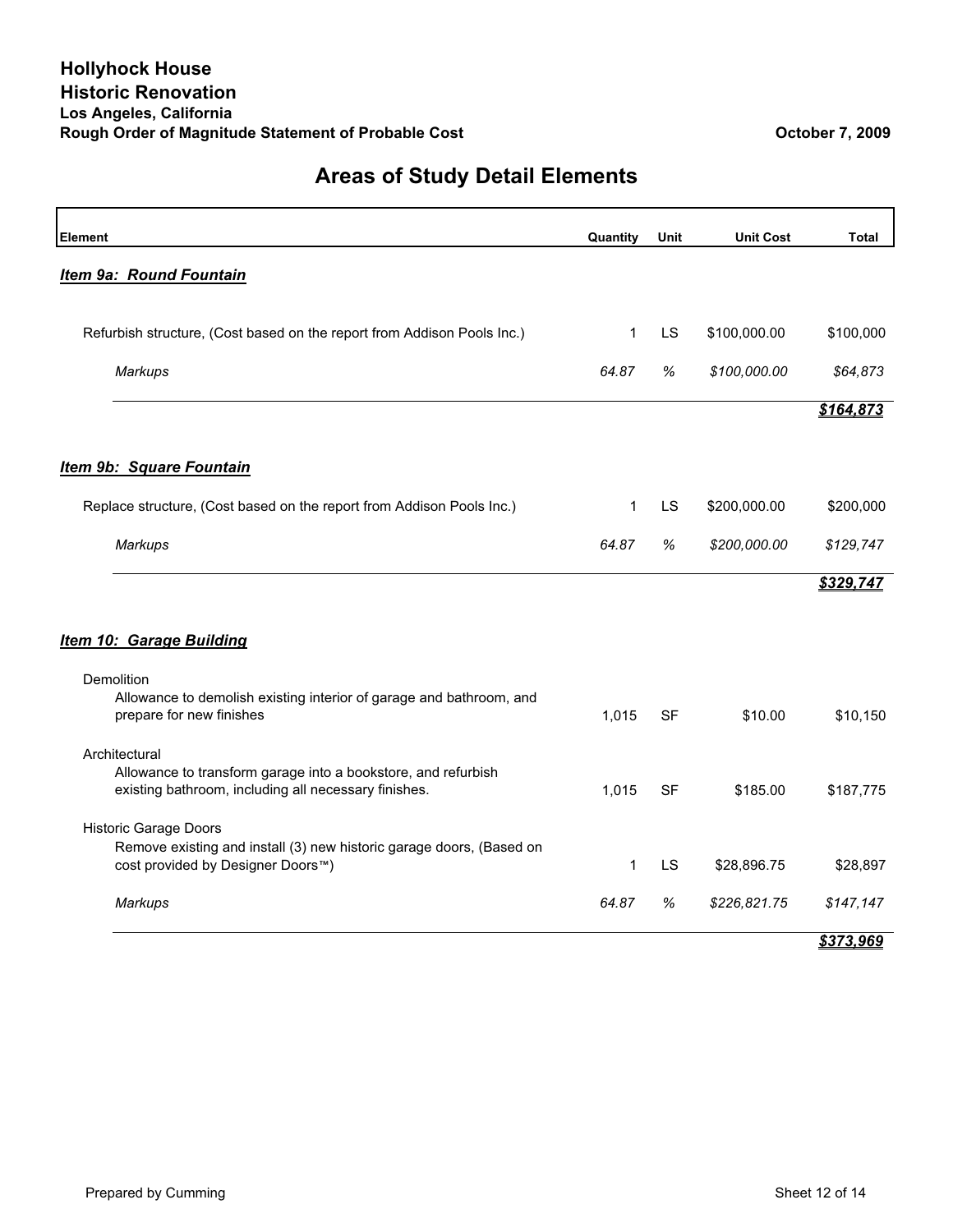**Hollyhock House**
**Historic Renovation**
**Los Angeles, California**
**Rough Order of Magnitude Statement of Probable Cost**

October 7, 2009

## Areas of Study Detail Elements

| Element | Quantity | Unit | Unit Cost | Total |
|---|---|---|---|---|
| ***Item 9a: Round Fountain*** | | | | |
| Refurbish structure, (Cost based on the report from Addison Pools Inc.) | 1 | LS | $100,000.00 | $100,000 |
| *Markups* | *64.87* | *%* | *$100,000.00* | *$64,873* |
| | | | | ***$164,873*** |
| ***Item 9b: Square Fountain*** | | | | |
| Replace structure, (Cost based on the report from Addison Pools Inc.) | 1 | LS | $200,000.00 | $200,000 |
| *Markups* | *64.87* | *%* | *$200,000.00* | *$129,747* |
| | | | | ***$329,747*** |
| ***Item 10: Garage Building*** | | | | |
| Demolition | | | | |
| Allowance to demolish existing interior of garage and bathroom, and prepare for new finishes | 1,015 | SF | $10.00 | $10,150 |
| Architectural | | | | |
| Allowance to transform garage into a bookstore, and refurbish existing bathroom, including all necessary finishes. | 1,015 | SF | $185.00 | $187,775 |
| Historic Garage Doors | | | | |
| Remove existing and install (3) new historic garage doors, (Based on cost provided by Designer Doors™) | 1 | LS | $28,896.75 | $28,897 |
| *Markups* | *64.87* | *%* | *$226,821.75* | *$147,147* |
| | | | | ***$373,969*** |

Prepared by Cumming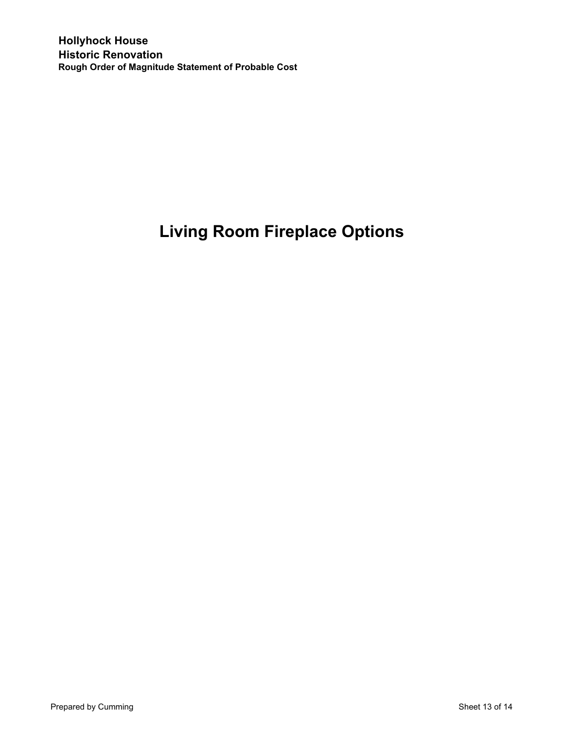# Living Room Fireplace Options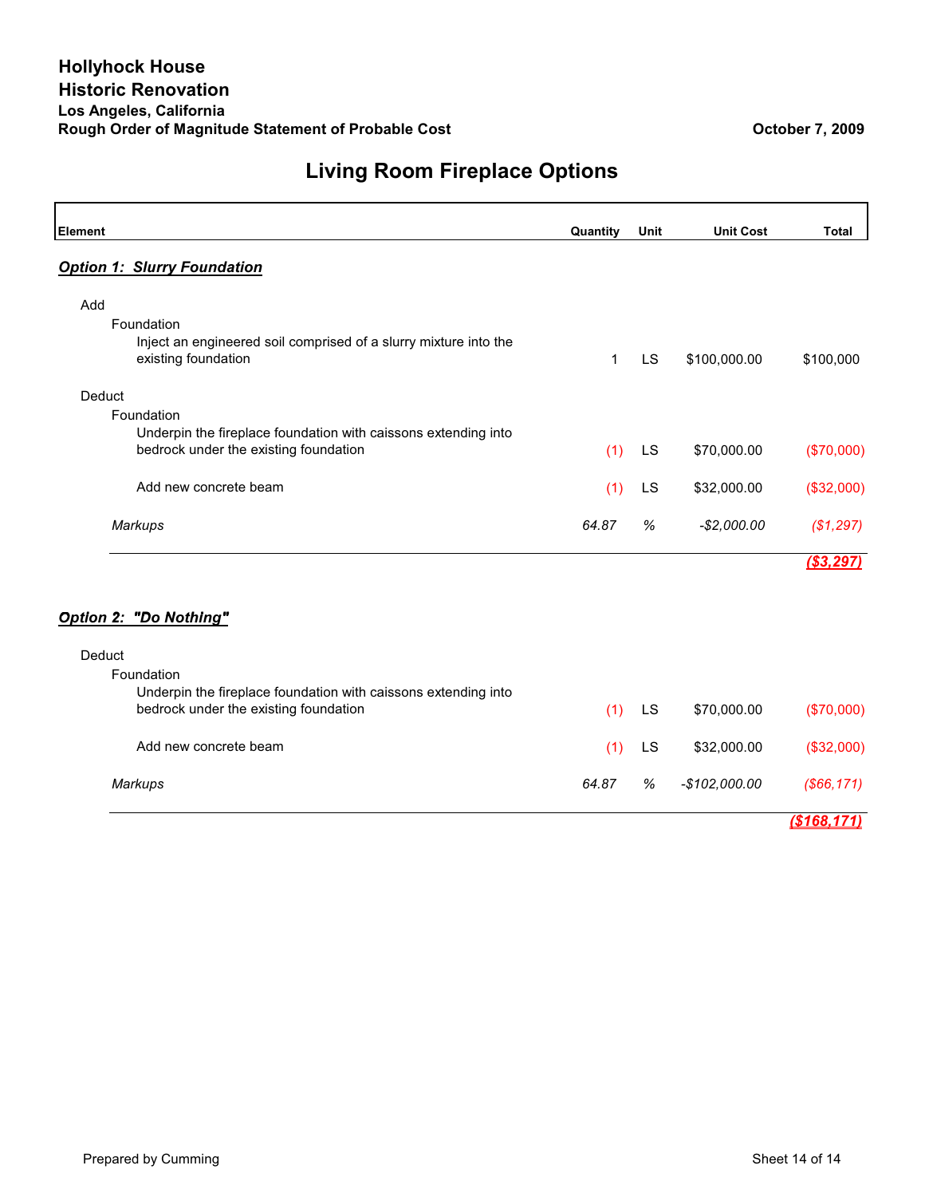# Hollyhock House
## Historic Renovation
### Los Angeles, California
### Rough Order of Magnitude Statement of Probable Cost

October 7, 2009

## Living Room Fireplace Options

| Element | Quantity | Unit | Unit Cost | Total |
|---|---|---|---|---|
| ***Option 1: Slurry Foundation*** | | | | |
| Add | | | | |
| Foundation | | | | |
| Inject an engineered soil comprised of a slurry mixture into the existing foundation | 1 | LS | $100,000.00 | $100,000 |
| Deduct | | | | |
| Foundation | | | | |
| Underpin the fireplace foundation with caissons extending into bedrock under the existing foundation | (1) | LS | $70,000.00 | ($70,000) |
| Add new concrete beam | (1) | LS | $32,000.00 | ($32,000) |
| *Markups* | *64.87* | *%* | *-$2,000.00* | *($1,297)* |
| | | | | ***($3,297)*** |
| ***Option 2: "Do Nothing"*** | | | | |
| Deduct | | | | |
| Foundation | | | | |
| Underpin the fireplace foundation with caissons extending into bedrock under the existing foundation | (1) | LS | $70,000.00 | ($70,000) |
| Add new concrete beam | (1) | LS | $32,000.00 | ($32,000) |
| *Markups* | *64.87* | *%* | *-$102,000.00* | *($66,171)* |
| | | | | ***($168,171)*** |

Prepared by Cumming